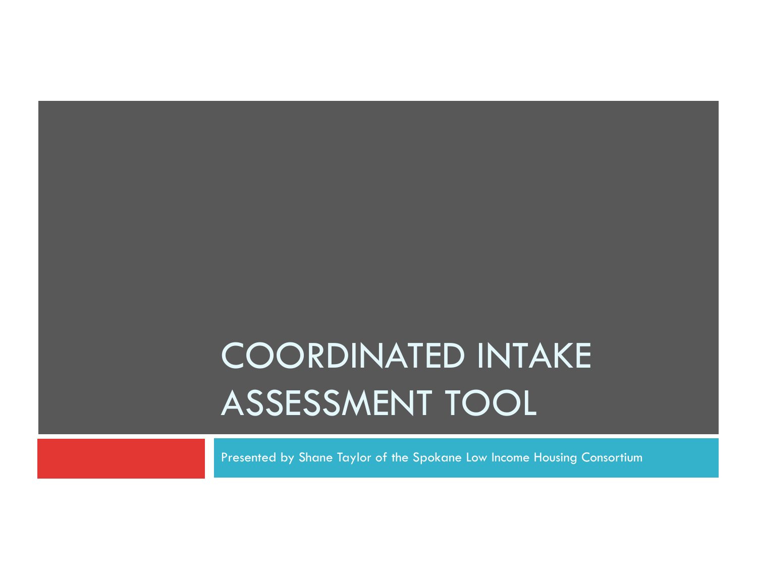# COORDINATED INTAKE ASSESSMENT TOOL

Presented by Shane Taylor of the Spokane Low Income Housing Consortium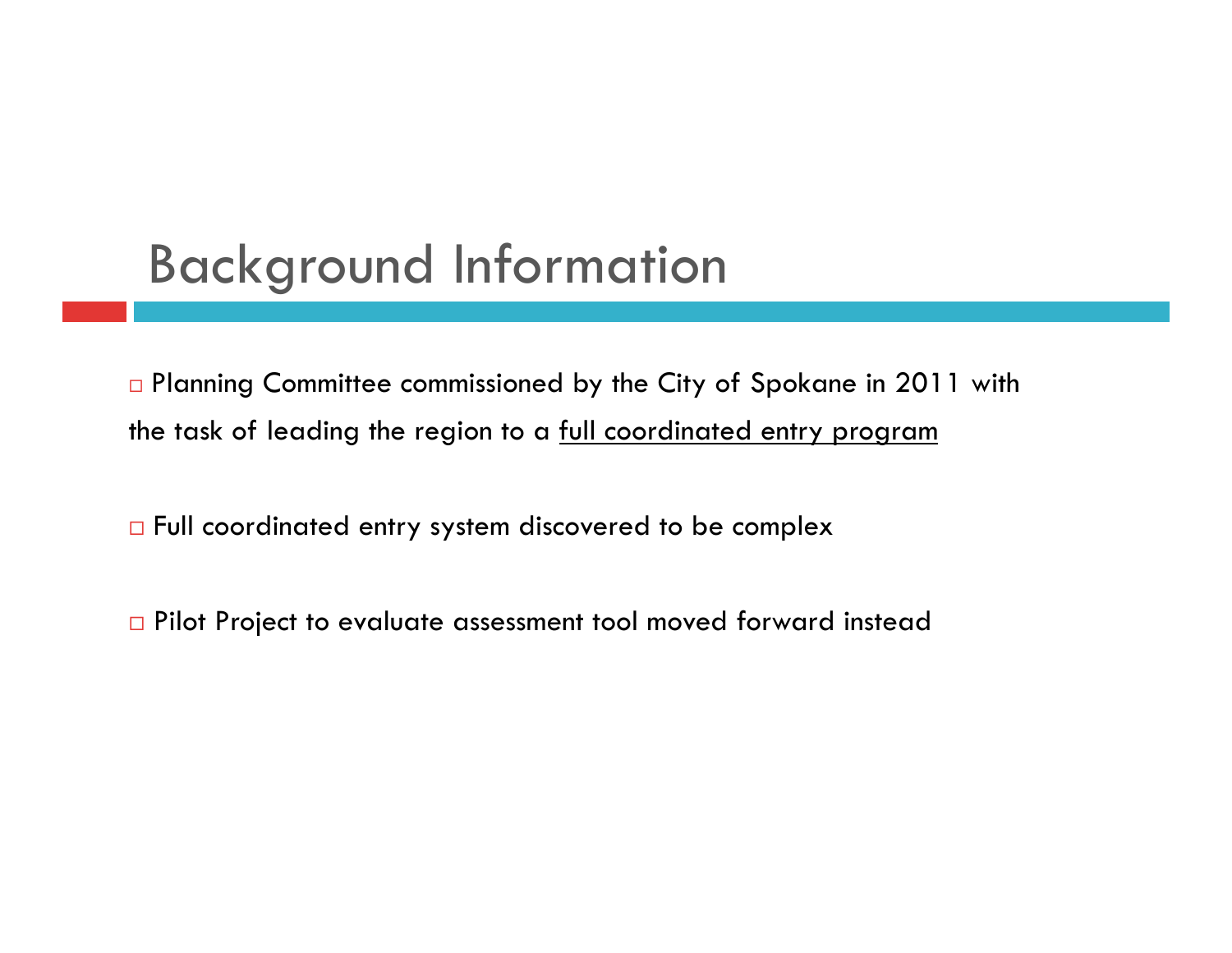# Background Information

- Planning Committee commissioned by the City of Spokane in 2011 with the task of leading the region to a full coordinated entry program

- Full coordinated entry system discovered to be complex

- Pilot Project to evaluate assessment tool moved forward instead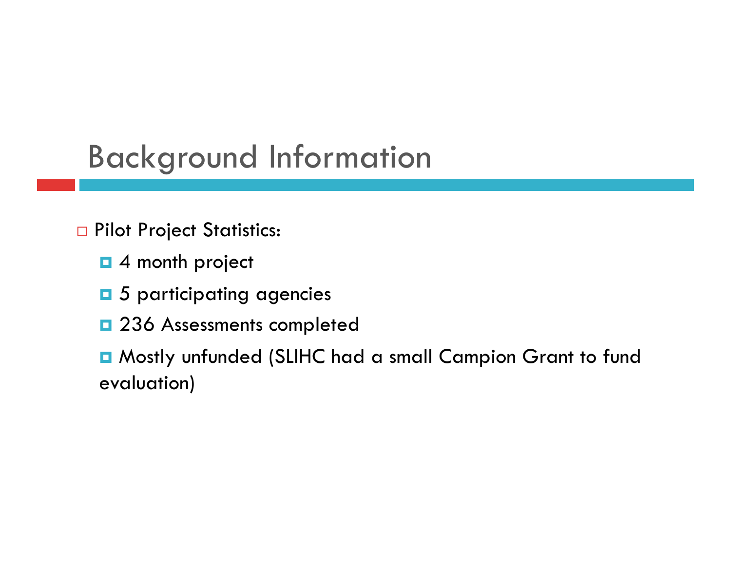# Background Information

- Pilot Project Statistics:
  - 4 month project
  - 5 participating agencies
  - 236 Assessments completed
  - Mostly unfunded (SLIHC had a small Campion Grant to fund evaluation)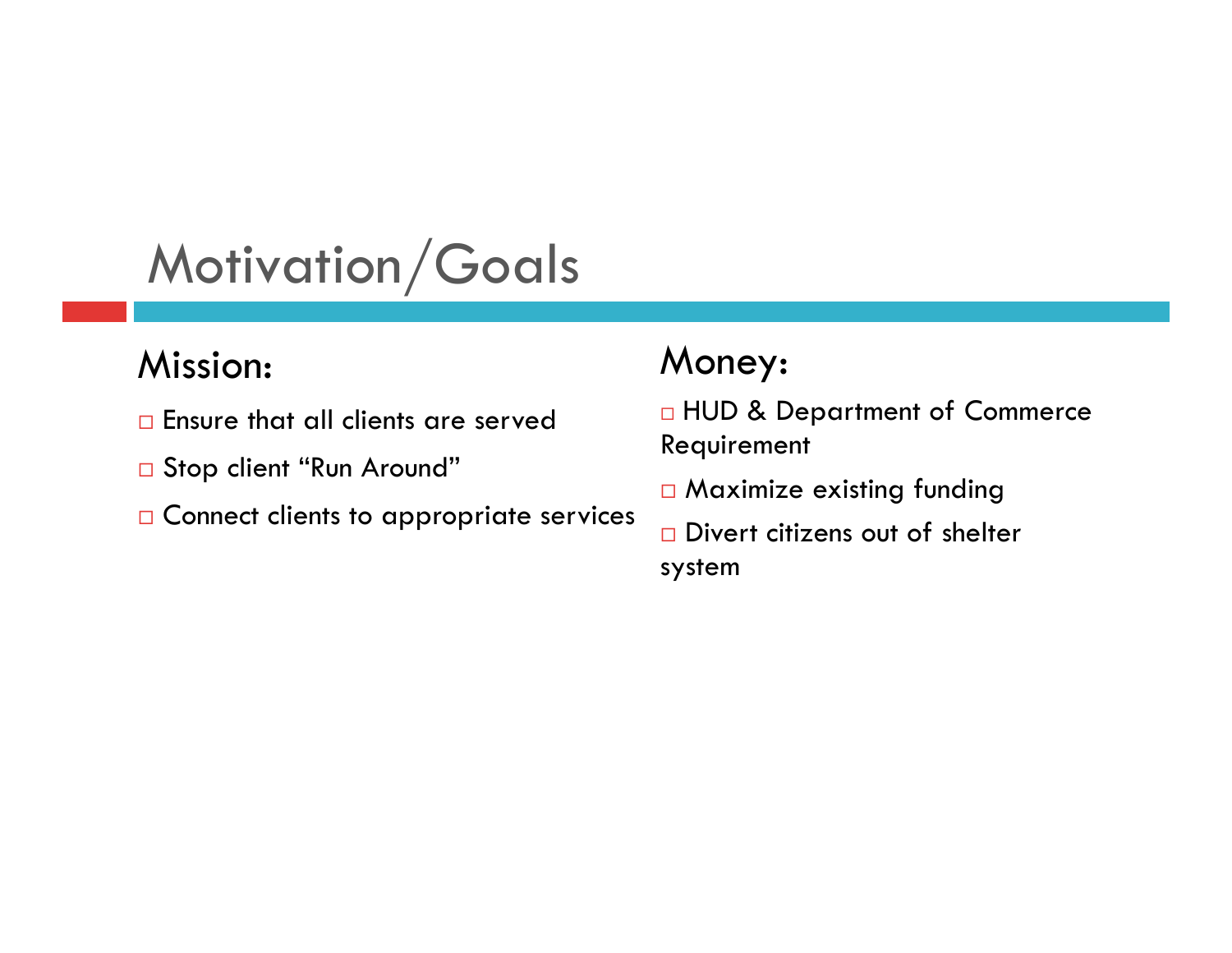# Motivation/Goals

## Mission:

- Ensure that all clients are served
- Stop client "Run Around"
- Connect clients to appropriate services

## Money:

- HUD & Department of Commerce Requirement
- Maximize existing funding
- Divert citizens out of shelter system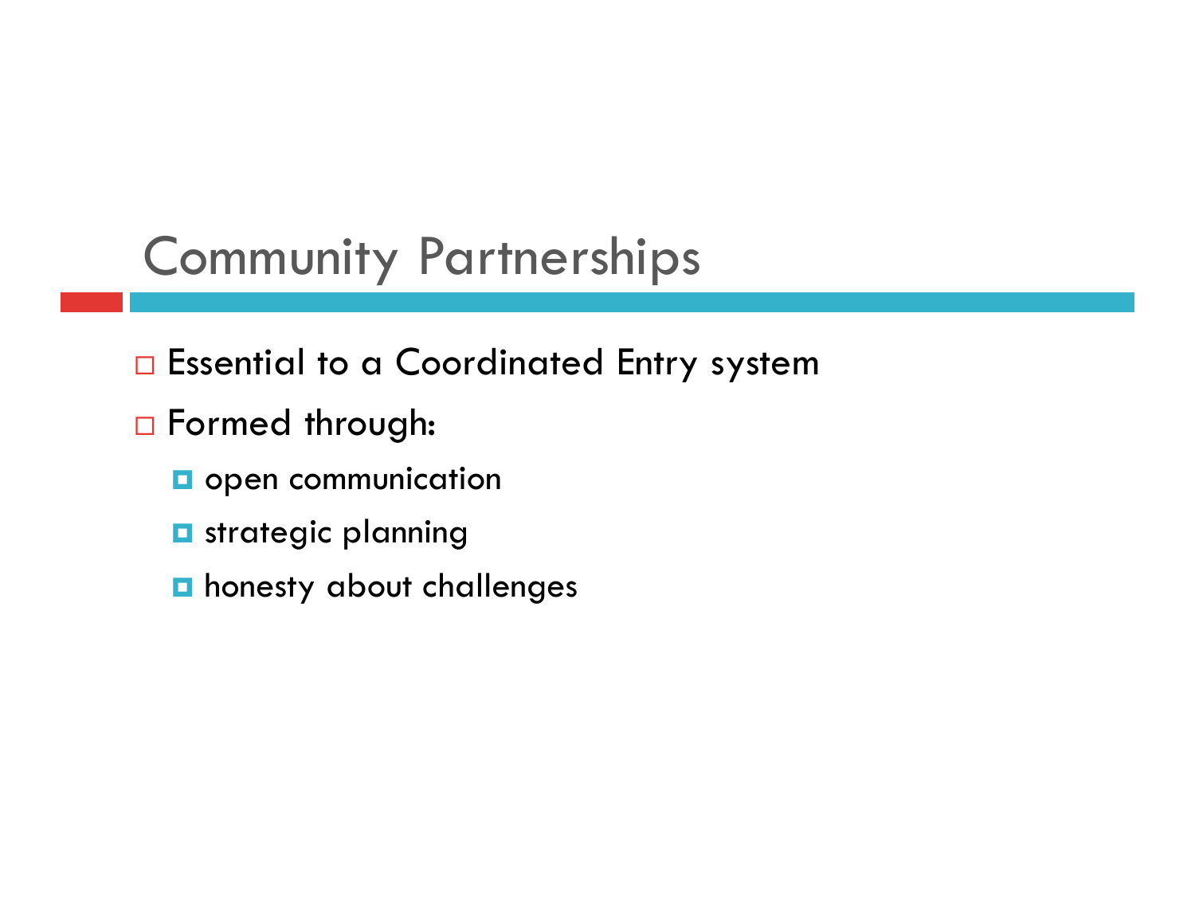# Community Partnerships

- Essential to a Coordinated Entry system
- Formed through:
  - open communication
  - strategic planning
  - honesty about challenges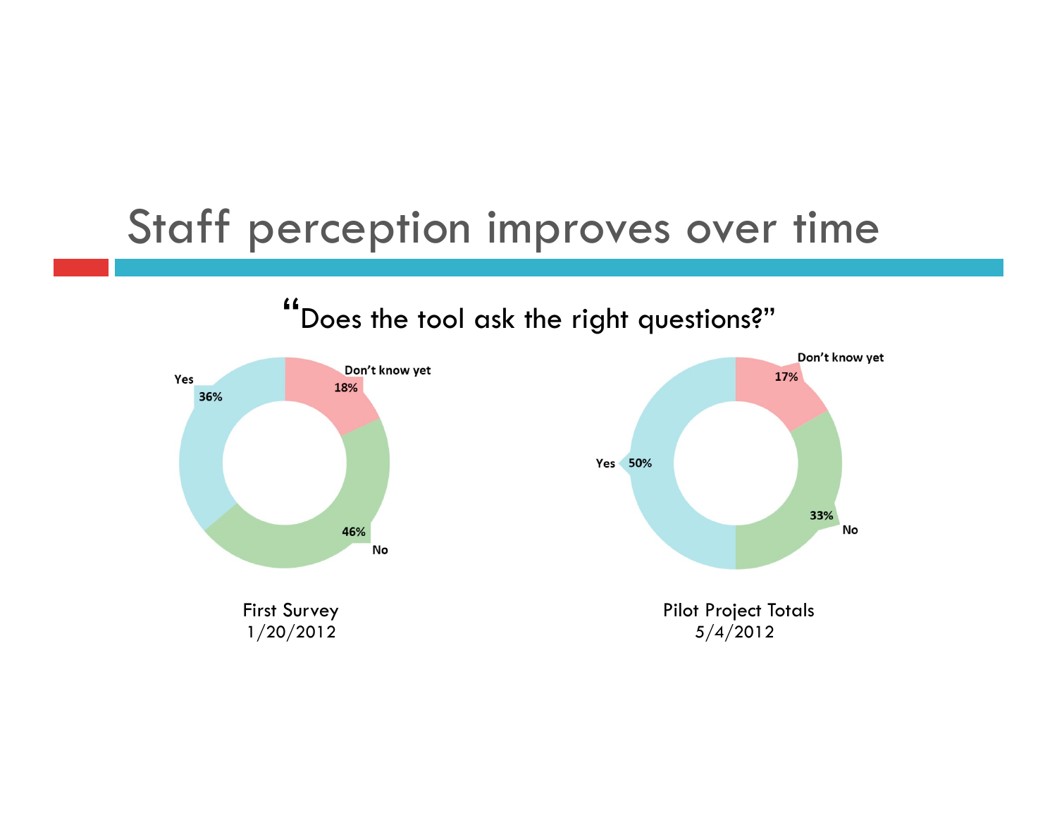# Staff perception improves over time

"Does the tool ask the right questions?"

| Response | First Survey 1/20/2012 | Pilot Project Totals 5/4/2012 |
| --- | --- | --- |
| Yes | 36% | 50% |
| No | 46% | 33% |
| Don't know yet | 18% | 17% |

First Survey
1/20/2012

Pilot Project Totals
5/4/2012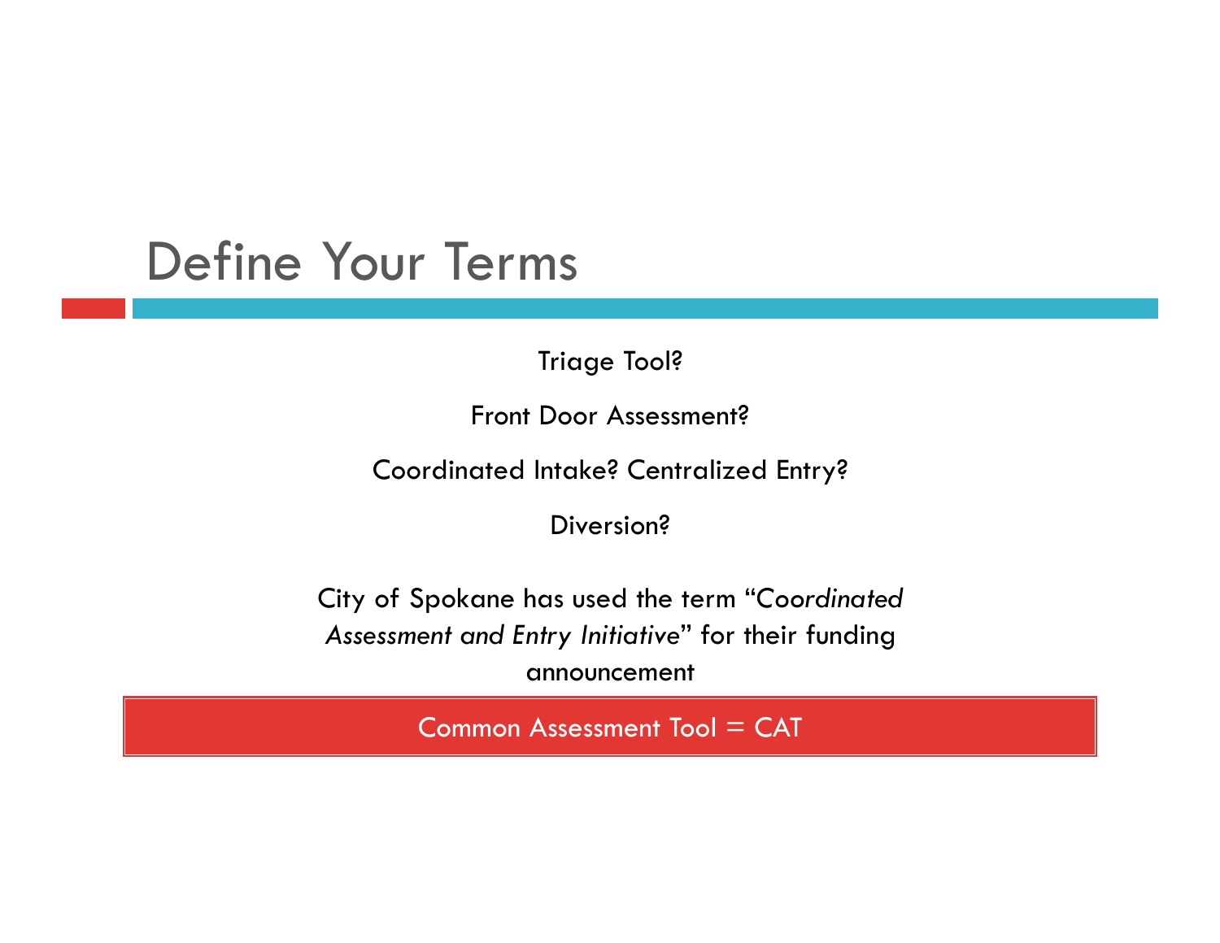# Define Your Terms

Triage Tool?

Front Door Assessment?

Coordinated Intake? Centralized Entry?

Diversion?

City of Spokane has used the term "*Coordinated Assessment and Entry Initiative*" for their funding announcement

**Common Assessment Tool = CAT**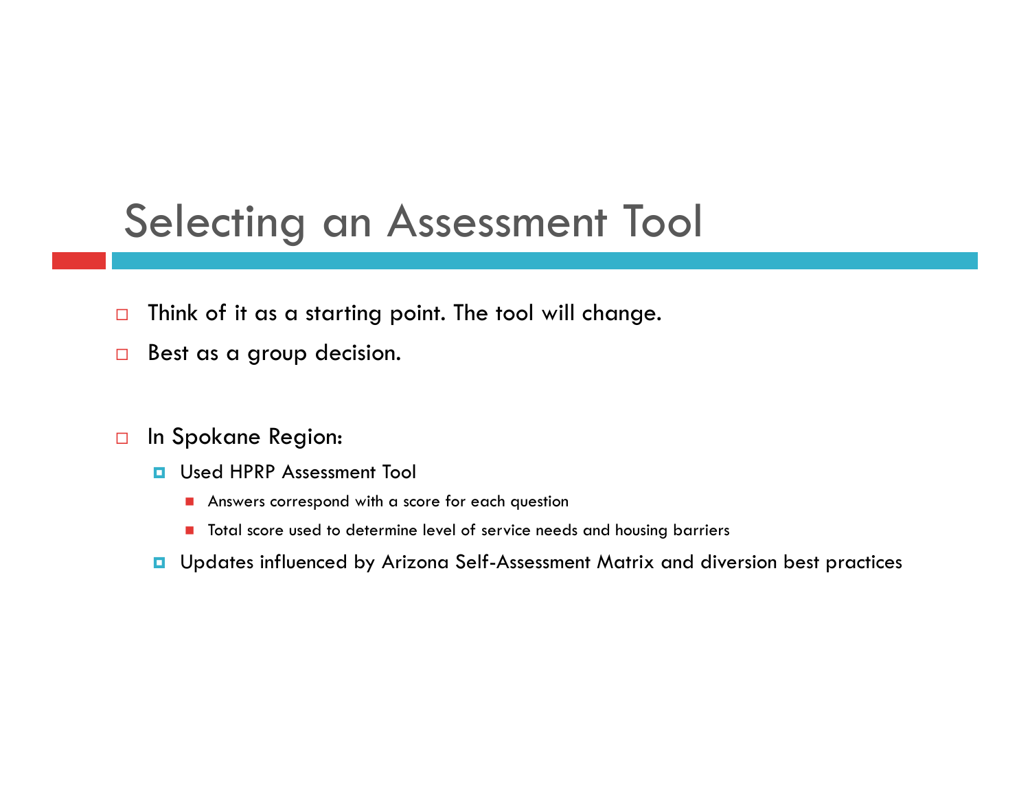# Selecting an Assessment Tool

- Think of it as a starting point. The tool will change.
- Best as a group decision.

- In Spokane Region:
  - Used HPRP Assessment Tool
    - Answers correspond with a score for each question
    - Total score used to determine level of service needs and housing barriers
  - Updates influenced by Arizona Self-Assessment Matrix and diversion best practices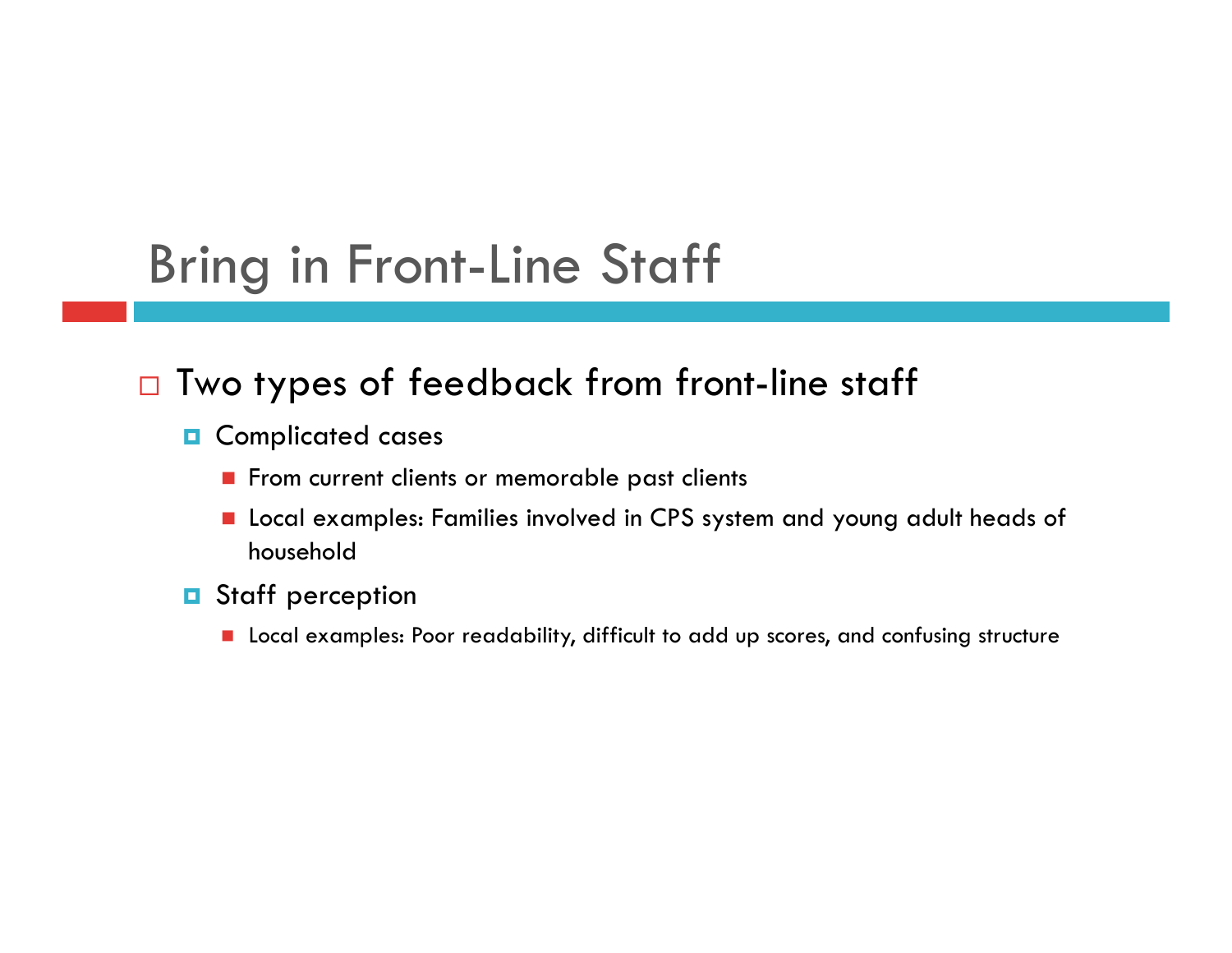# Bring in Front-Line Staff

- Two types of feedback from front-line staff
  - Complicated cases
    - From current clients or memorable past clients
    - Local examples: Families involved in CPS system and young adult heads of household
  - Staff perception
    - Local examples: Poor readability, difficult to add up scores, and confusing structure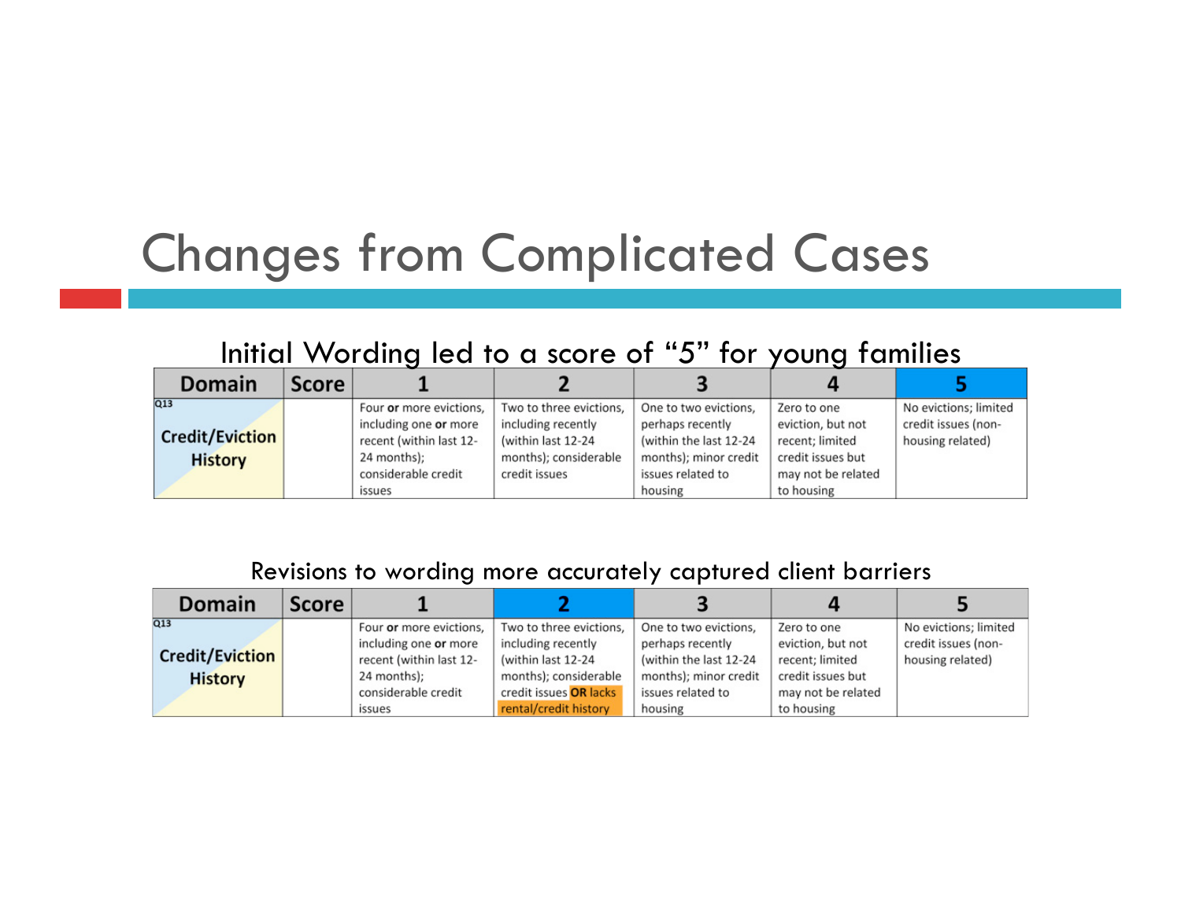# Changes from Complicated Cases

Initial Wording led to a score of "5" for young families

| Domain | Score | 1 | 2 | 3 | 4 | 5 |
|---|---|---|---|---|---|---|
| Q13 Credit/Eviction History | | Four **or** more evictions, including one **or** more recent (within last 12-24 months); considerable credit issues | Two to three evictions, including recently (within last 12-24 months); considerable credit issues | One to two evictions, perhaps recently (within the last 12-24 months); minor credit issues related to housing | Zero to one eviction, but not recent; limited credit issues but may not be related to housing | No evictions; limited credit issues (non-housing related) |

Revisions to wording more accurately captured client barriers

| Domain | Score | 1 | 2 | 3 | 4 | 5 |
|---|---|---|---|---|---|---|
| Q13 Credit/Eviction History | | Four **or** more evictions, including one **or** more recent (within last 12-24 months); considerable credit issues | Two to three evictions, including recently (within last 12-24 months); considerable credit issues **OR** lacks rental/credit history | One to two evictions, perhaps recently (within the last 12-24 months); minor credit issues related to housing | Zero to one eviction, but not recent; limited credit issues but may not be related to housing | No evictions; limited credit issues (non-housing related) |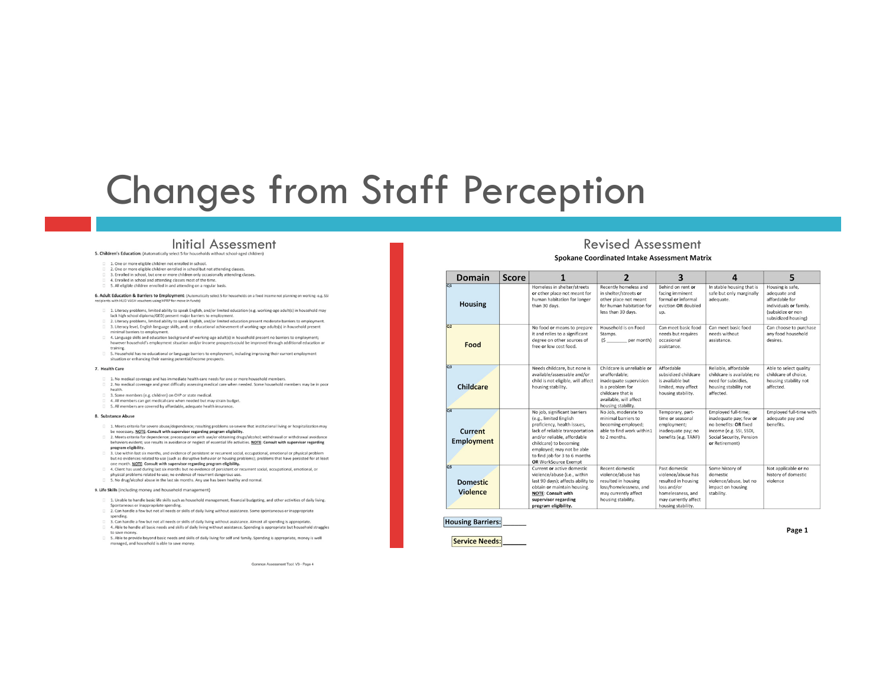# Changes from Staff Perception

## Initial Assessment

**5. Children's Education:** (Automatically select 5 for households without school-aged children)

- 1. One or more eligible children not enrolled in school.
- 2. One or more eligible children enrolled in school but not attending classes.
- 3. Enrolled in school, but one or more children only occasionally attending classes.
- 4. Enrolled in school and attending classes most of the time.
- 5. All eligible children enrolled in and attending on a regular basis.

**6. Adult Education & Barriers to Employment:** (Automatically select 5 for households on a fixed income not planning on working - e.g. SSI recipients with HUD VASH vouchers using HPRP for move in funds)

- 1. Literacy problems, limited ability to speak English, and/or limited education (e.g. working-age adult(s) in household may lack high school diploma/GED) present major barriers to employment.
- 2. Literacy problems, limited ability to speak English, and/or limited education present moderate barriers to employment.
- 3. Literacy level, English language skills, and; or educational achievement of working-age adults(s) in household present minimal barriers to employment.
- 4. Language skills and education background of working-age adult(s) in household present no barriers to employment; however household's employment situation and/or income prospects could be improved through additional education or training.
- 5. Household has no educational or language barriers to employment, including improving their current employment situation or enhancing their earning potential/income prospects.

**7. Health Care**

- 1. No medical coverage and has immediate health care needs for one or more household members.
- 2. No medical coverage and great difficulty assessing medical care when needed. Some household members may be in poor health.
- 3. Some members (e.g. children) on CHP or state medical.
- 4. All members can get medical care when needed but may strain budget.
- 5. All members are covered by affordable, adequate health insurance.

**8. Substance Abuse**

- 1. Meets criteria for severe abuse/dependence; resulting problems so severe that institutional living or hospitalization may be necessary. **NOTE: Consult with supervisor regarding program eligibility.**
- 2. Meets criteria for dependence; preoccupation with use/or obtaining drugs/alcohol; withdrawal or withdrawal avoidance behaviors evident; use results in avoidance or neglect of essential life activities. **NOTE: Consult with supervisor regarding program eligibility.**
- 3. Use within last six months, and evidence of persistent or recurrent social, occupational, emotional or physical problem but no evidences related to use (such as disruptive behavior or housing problems); problems that have persisted for at least one month. **NOTE: Consult with supervisor regarding program eligibility.**
- 4. Client has used during last six months but no evidence of persistent or recurrent social, occupational, emotional, or physical problems related to use; no evidence of recurrent dangerous use.
- 5. No drug/alcohol abuse in the last six months. Any use has been healthy and normal.

**9. Life Skills** (including money and household management)

- 1. Unable to handle basic life skills such as household management, financial budgeting, and other activities of daily living. Spontaneous or inappropriate spending.
- 2. Can handle a few but not all needs or skills of daily living without assistance. Some spontaneous or inappropriate spending.
- 3. Can handle a few but not all needs or skills of daily living without assistance. Almost all spending is appropriate.
- 4. Able to handle all basic needs and skills of daily living without assistance. Spending is appropriate but household struggles to save money.
- 5. Able to provide beyond basic needs and skills of daily living for self and family. Spending is appropriate, money is well managed, and household is able to save money.

Common Assessment Tool V3 - Page 4

## Revised Assessment

**Spokane Coordinated Intake Assessment Matrix**

| Domain | Score | 1 | 2 | 3 | 4 | 5 |
|---|---|---|---|---|---|---|
| Q1 Housing | | Homeless in shelter/streets or other place not meant for human habitation for longer than 30 days. | Recently homeless and in shelter/streets **or** other place not meant for human habitation for less than 30 days. | Behind on rent **or** facing imminent formal **or** informal eviction **OR** doubled up. | In stable housing that is safe but only marginally adequate. | Housing is safe, adequate and affordable for individuals **or** family. (subsidize or non subsidized housing) |
| Q2 Food | | No food or means to prepare it and relies to a significant degree on other sources of free or low cost food. | Household is on Food Stamps. ($ ________ per month) | Can meet basic food needs but requires occasional assistance. | Can meet basic food needs without assistance. | Can choose to purchase any food household desires. |
| Q3 Childcare | | Needs childcare, but none is available/assessable and/or child is not eligible, will affect housing stability. | Childcare is unreliable **or** unaffordable; inadequate supervision is a problem for childcare that is available, will affect housing stability. | Affordable subsidized childcare is available but limited, may affect housing stability. | Reliable, affordable childcare is available; no need for subsidies, housing stability not affected. | Able to select quality childcare of choice, housing stability not affected. |
| Q4 Current Employment | | No job, significant barriers (e.g., limited English proficiency, health issues, lack of reliable transportation and/or reliable, affordable childcare) to becoming employed; may not be able to find job for 3 to 6 months **OR** WorkSource Exempt | No Job, moderate to minimal barriers to becoming employed; able to find work within1 to 2 months. | Temporary, part-time **or** seasonal employment; inadequate pay; no benefits (e.g. TANF) | Employed full-time; inadequate pay; few **or** no benefits: **OR** fixed income (e.g. SSI, SSDI, Social Security, Pension **or** Retirement) | Employed full-time with adequate pay and benefits. |
| Q5 Domestic Violence | | Current **or** active domestic violence/abuse (i.e., within last 90 days); affects ability to obtain **or** maintain housing. **NOTE: Consult with supervisor regarding program eligibility.** | Recent domestic violence/abuse has resulted in housing loss/homelessness, and may currently affect housing stability. | Past domestic violence/abuse has resulted in housing loss and/or homelessness, and may currently affect housing stability. | Some history of domestic violence/abuse, but no impact on housing stability. | Not applicable **or** no history of domestic violence |

**Housing Barriers:** ______

**Service Needs:** ______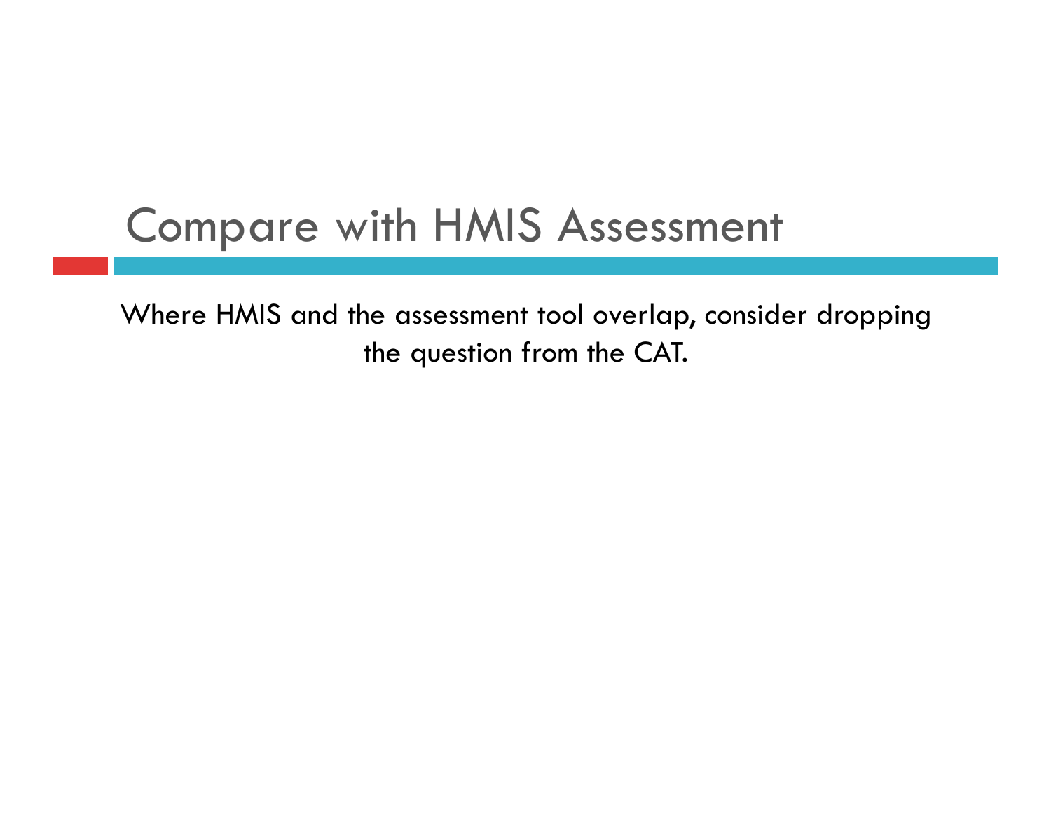# Compare with HMIS Assessment

Where HMIS and the assessment tool overlap, consider dropping the question from the CAT.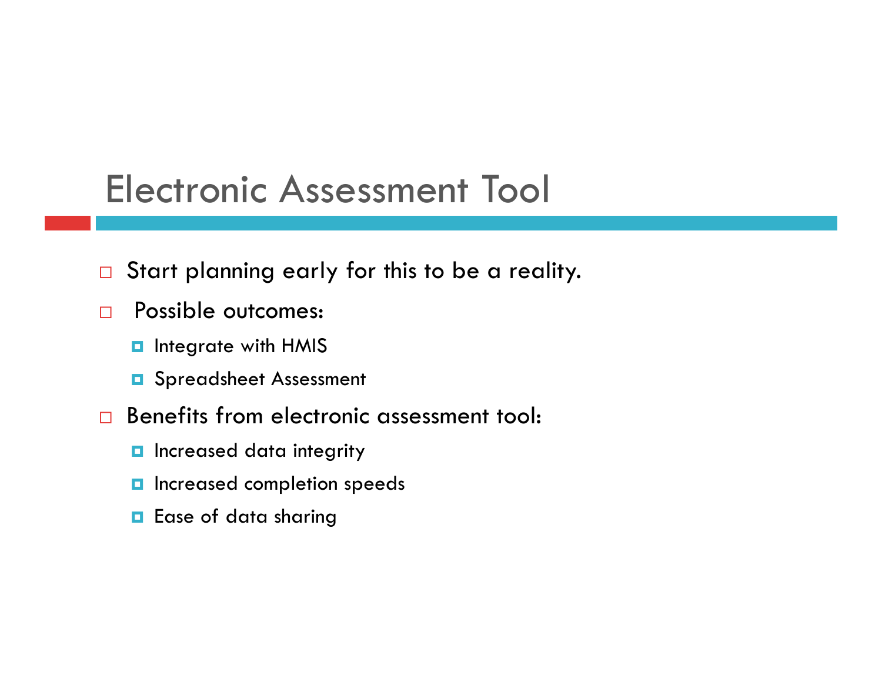# Electronic Assessment Tool

- Start planning early for this to be a reality.
- Possible outcomes:
  - Integrate with HMIS
  - Spreadsheet Assessment
- Benefits from electronic assessment tool:
  - Increased data integrity
  - Increased completion speeds
  - Ease of data sharing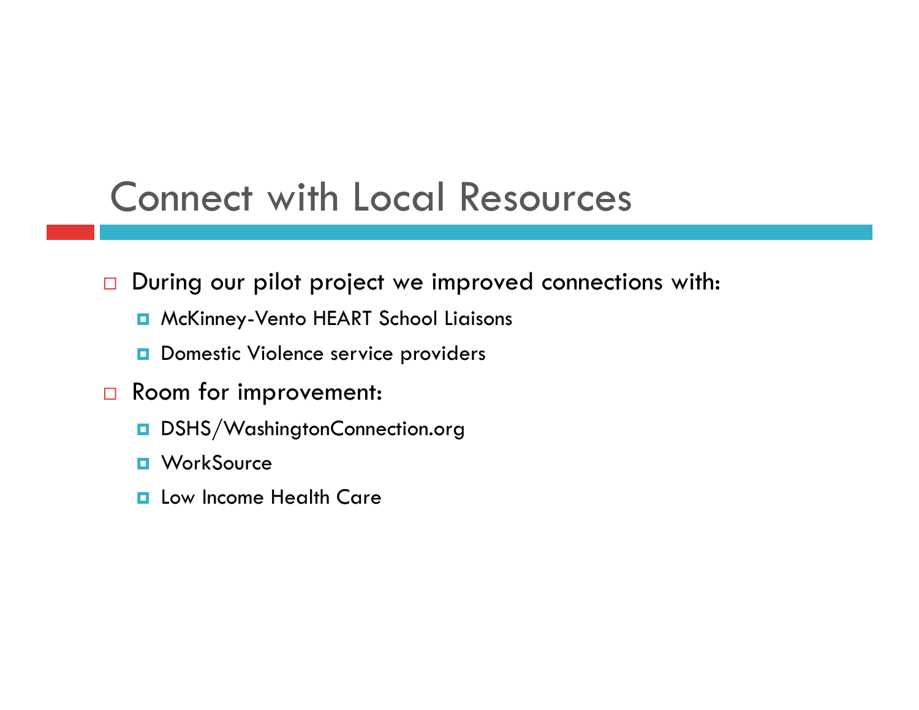# Connect with Local Resources

- During our pilot project we improved connections with:
  - McKinney-Vento HEART School Liaisons
  - Domestic Violence service providers
- Room for improvement:
  - DSHS/WashingtonConnection.org
  - WorkSource
  - Low Income Health Care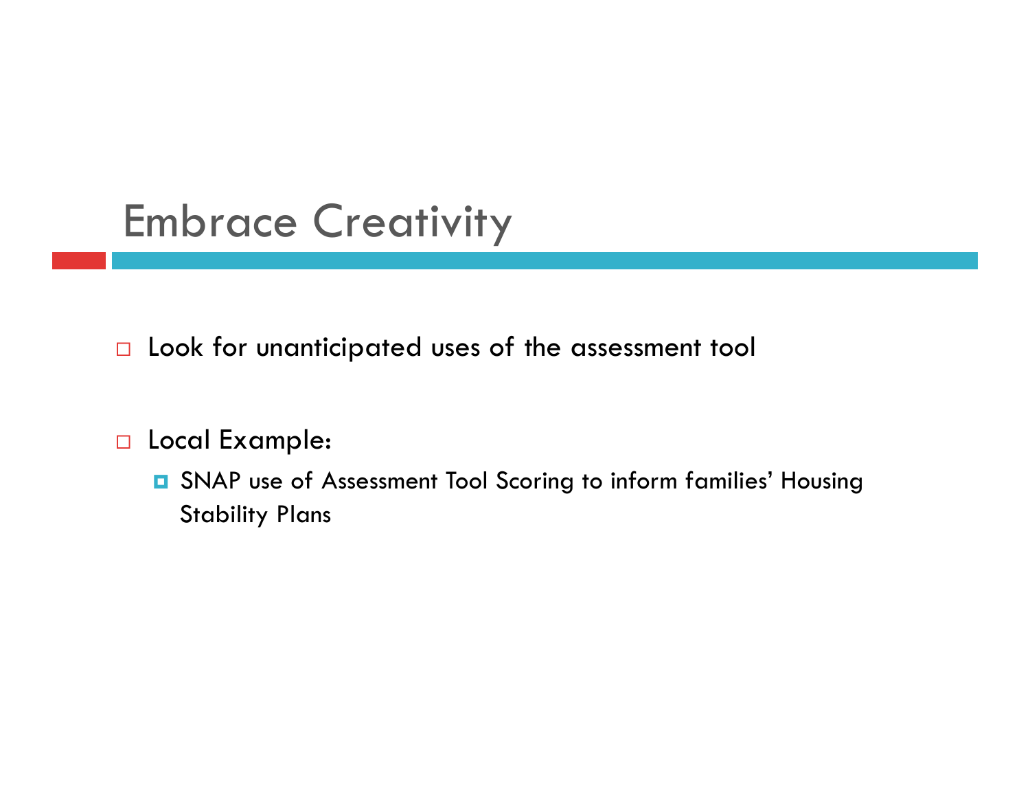# Embrace Creativity

- Look for unanticipated uses of the assessment tool

- Local Example:
  - SNAP use of Assessment Tool Scoring to inform families' Housing Stability Plans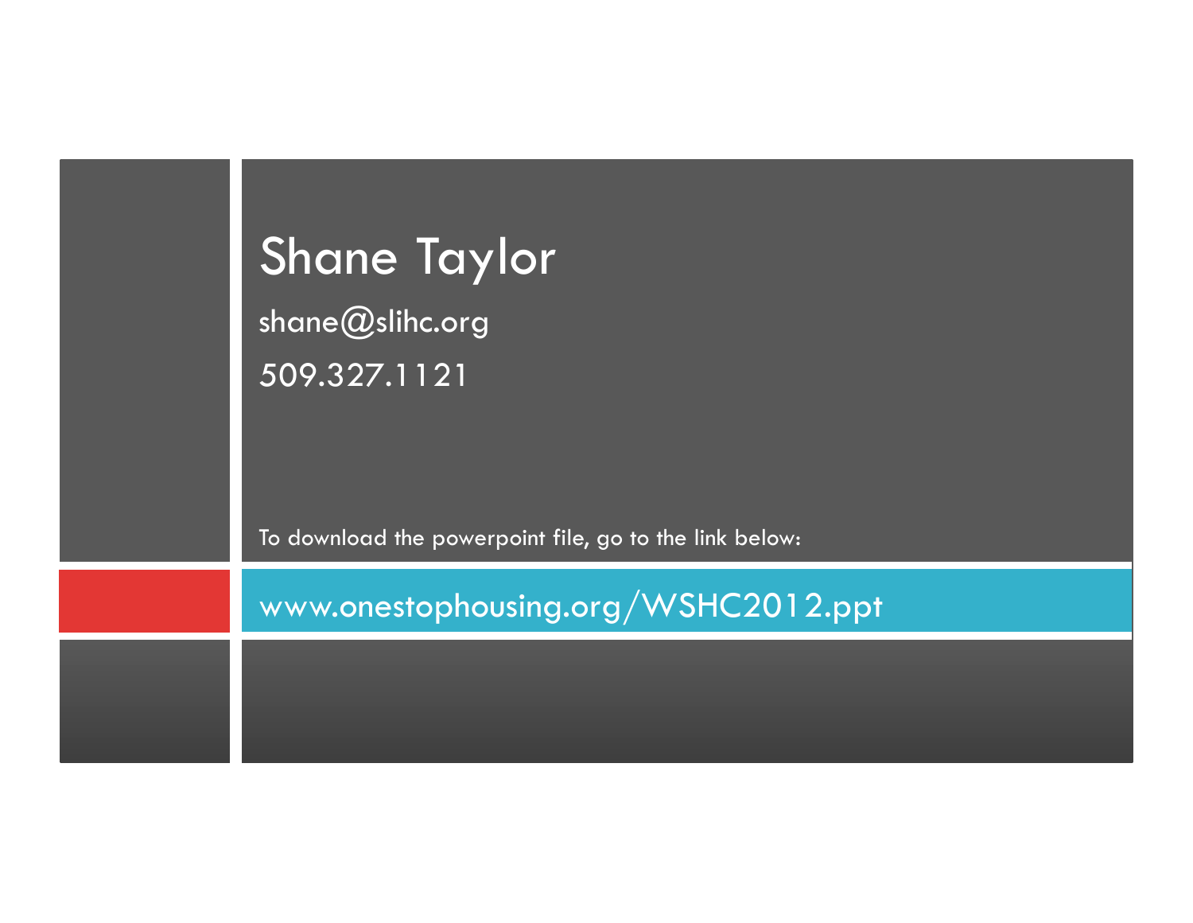# Shane Taylor

shane@slihc.org

509.327.1121

To download the powerpoint file, go to the link below:

www.onestophousing.org/WSHC2012.ppt